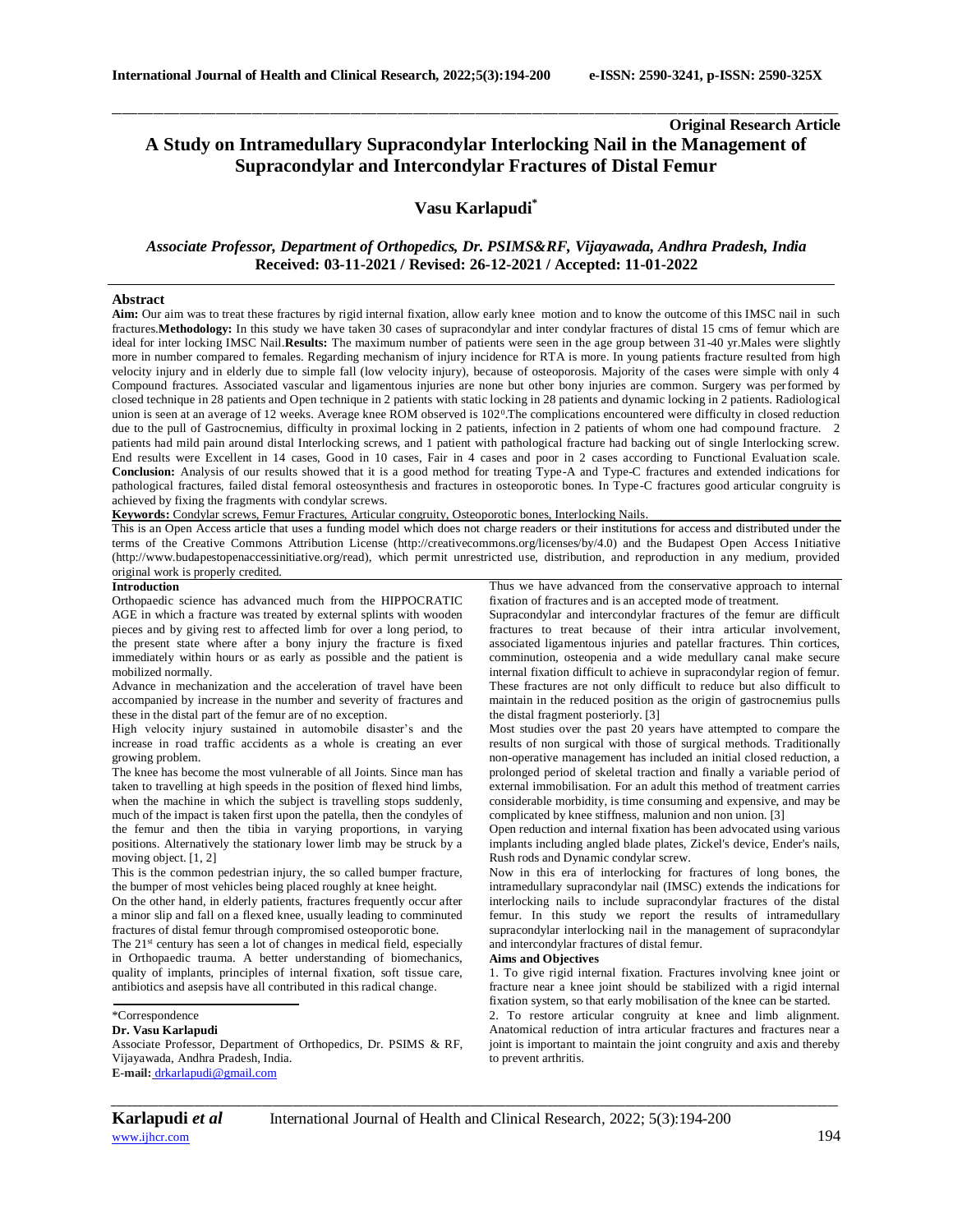**Original Research Article**

# A Study on Intramedullary Supracondylar Interlocking Nail in the Management of Supracondylar and Intercondylar Fractures of Distal Femur

## Vasu Karlapudi*

*Associate Professor, Department of Orthopedics, Dr. PSIMS&RF, Vijayawada, Andhra Pradesh, India*

**Received: 03-11-2021 / Revised: 26-12-2021 / Accepted: 11-01-2022**

### Abstract

**Aim:** Our aim was to treat these fractures by rigid internal fixation, allow early knee motion and to know the outcome of this IMSC nail in such fractures. **Methodology:** In this study we have taken 30 cases of supracondylar and inter condylar fractures of distal 15 cms of femur which are ideal for inter locking IMSC Nail. **Results:** The maximum number of patients were seen in the age group between 31-40 yr. Males were slightly more in number compared to females. Regarding mechanism of injury incidence for RTA is more. In young patients fracture resulted from high velocity injury and in elderly due to simple fall (low velocity injury), because of osteoporosis. Majority of the cases were simple with only 4 Compound fractures. Associated vascular and ligamentous injuries are none but other bony injuries are common. Surgery was performed by closed technique in 28 patients and Open technique in 2 patients with static locking in 28 patients and dynamic locking in 2 patients. Radiological union is seen at an average of 12 weeks. Average knee ROM observed is 102$^{0}$. The complications encountered were difficulty in closed reduction due to the pull of Gastrocnemius, difficulty in proximal locking in 2 patients, infection in 2 patients of whom one had compound fracture. 2 patients had mild pain around distal Interlocking screws, and 1 patient with pathological fracture had backing out of single Interlocking screw. End results were Excellent in 14 cases, Good in 10 cases, Fair in 4 cases and poor in 2 cases according to Functional Evaluation scale. **Conclusion:** Analysis of our results showed that it is a good method for treating Type-A and Type-C fractures and extended indications for pathological fractures, failed distal femoral osteosynthesis and fractures in osteoporotic bones. In Type-C fractures good articular congruity is achieved by fixing the fragments with condylar screws.

**Keywords:** Condylar screws, Femur Fractures, Articular congruity, Osteoporotic bones, Interlocking Nails.

This is an Open Access article that uses a funding model which does not charge readers or their institutions for access and distributed under the terms of the Creative Commons Attribution License (http://creativecommons.org/licenses/by/4.0) and the Budapest Open Access Initiative (http://www.budapestopenaccessinitiative.org/read), which permit unrestricted use, distribution, and reproduction in any medium, provided original work is properly credited.

### Introduction

Orthopaedic science has advanced much from the HIPPOCRATIC AGE in which a fracture was treated by external splints with wooden pieces and by giving rest to affected limb for over a long period, to the present state where after a bony injury the fracture is fixed immediately within hours or as early as possible and the patient is mobilized normally.

Advance in mechanization and the acceleration of travel have been accompanied by increase in the number and severity of fractures and these in the distal part of the femur are of no exception.

High velocity injury sustained in automobile disaster's and the increase in road traffic accidents as a whole is creating an ever growing problem.

The knee has become the most vulnerable of all Joints. Since man has taken to travelling at high speeds in the position of flexed hind limbs, when the machine in which the subject is travelling stops suddenly, much of the impact is taken first upon the patella, then the condyles of the femur and then the tibia in varying proportions, in varying positions. Alternatively the stationary lower limb may be struck by a moving object. [1, 2]

This is the common pedestrian injury, the so called bumper fracture, the bumper of most vehicles being placed roughly at knee height.

On the other hand, in elderly patients, fractures frequently occur after a minor slip and fall on a flexed knee, usually leading to comminuted fractures of distal femur through compromised osteoporotic bone.

The 21st century has seen a lot of changes in medical field, especially in Orthopaedic trauma. A better understanding of biomechanics, quality of implants, principles of internal fixation, soft tissue care, antibiotics and asepsis have all contributed in this radical change.

Thus we have advanced from the conservative approach to internal fixation of fractures and is an accepted mode of treatment.

Supracondylar and intercondylar fractures of the femur are difficult fractures to treat because of their intra articular involvement, associated ligamentous injuries and patellar fractures. Thin cortices, comminution, osteopenia and a wide medullary canal make secure internal fixation difficult to achieve in supracondylar region of femur. These fractures are not only difficult to reduce but also difficult to maintain in the reduced position as the origin of gastrocnemius pulls the distal fragment posteriorly. [3]

Most studies over the past 20 years have attempted to compare the results of non surgical with those of surgical methods. Traditionally non-operative management has included an initial closed reduction, a prolonged period of skeletal traction and finally a variable period of external immobilisation. For an adult this method of treatment carries considerable morbidity, is time consuming and expensive, and may be complicated by knee stiffness, malunion and non union. [3]

Open reduction and internal fixation has been advocated using various implants including angled blade plates, Zickel's device, Ender's nails, Rush rods and Dynamic condylar screw.

Now in this era of interlocking for fractures of long bones, the intramedullary supracondylar nail (IMSC) extends the indications for interlocking nails to include supracondylar fractures of the distal femur. In this study we report the results of intramedullary supracondylar interlocking nail in the management of supracondylar and intercondylar fractures of distal femur.

**Aims and Objectives**

1. To give rigid internal fixation. Fractures involving knee joint or fracture near a knee joint should be stabilized with a rigid internal fixation system, so that early mobilisation of the knee can be started.
2. To restore articular congruity at knee and limb alignment. Anatomical reduction of intra articular fractures and fractures near a joint is important to maintain the joint congruity and axis and thereby to prevent arthritis.

\*Correspondence

**Dr. Vasu Karlapudi**

Associate Professor, Department of Orthopedics, Dr. PSIMS & RF, Vijayawada, Andhra Pradesh, India.

**E-mail:** drkarlapudi@gmail.com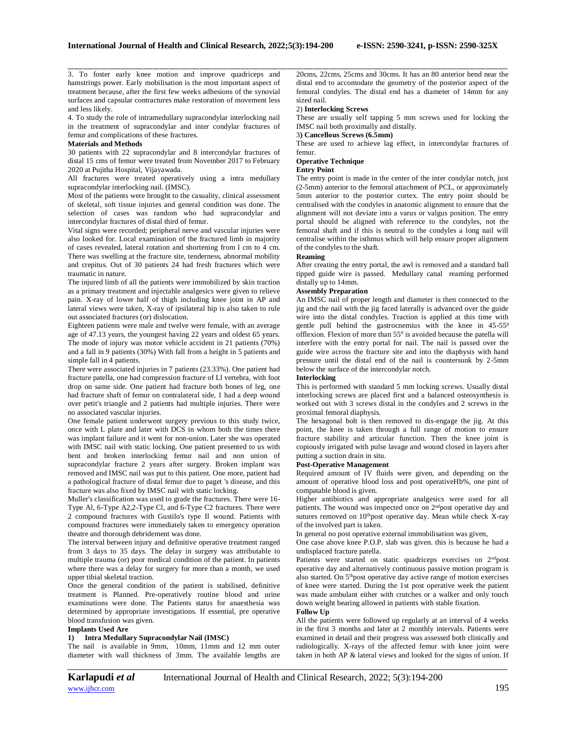3. To foster early knee motion and improve quadriceps and hamstrings power. Early mobilisation is the most important aspect of treatment because, after the first few weeks adhesions of the synovial surfaces and capsular contractures make restoration of movement less and less likely.

4. To study the role of intramedullary supracondylar interlocking nail in the treatment of supracondylar and inter condylar fractures of femur and complications of these fractures.

**Materials and Methods**

30 patients with 22 supracondylar and 8 intercondylar fractures of distal 15 cms of femur were treated from November 2017 to February 2020 at Pujitha Hospital, Vijayawada.

All fractures were treated operatively using a intra medullary supracondylar interlocking nail. (IMSC).

Most of the patients were brought to the casuality, clinical assessment of skeletal, soft tissue injuries and general condition was done. The selection of cases was random who had supracondylar and intercondylar fractures of distal third of femur.

Vital signs were recorded; peripheral nerve and vascular injuries were also looked for. Local examination of the fractured limb in majority of cases revealed, lateral rotation and shortening from l cm to 4 cm. There was swelling at the fracture site, tenderness, abnormal mobility and crepitus. Out of 30 patients 24 had fresh fractures which were traumatic in nature.

The injured limb of all the patients were immobilized by skin traction as a primary treatment and injectable analgesics were given to relieve pain. X-ray of lower half of thigh including knee joint in AP and lateral views were taken, X-ray of ipsilateral hip is also taken to rule out associated fractures (or) dislocation.

Eighteen patients were male and twelve were female, with an average age of 47.13 years, the youngest having 22 years and oldest 65 years. The mode of injury was motor vehicle accident in 21 patients (70%) and a fall in 9 patients (30%) With fall from a height in 5 patients and simple fall in 4 patients.

There were associated injuries in 7 patients (23.33%). One patient had fracture patella, one had compression fracture of Ll vertebra, with foot drop on same side. One patient had fracture both bones of leg, one had fracture shaft of femur on contralateral side, 1 had a deep wound over petit's triangle and 2 patients had multiple injuries. There were no associated vascular injuries.

One female patient underwent surgery previous to this study twice, once with L plate and later with DCS in whom both the times there was implant failure and it went for non-union. Later she was operated with IMSC nail with static locking. One patient presented to us with bent and broken interlocking femur nail and non union of supracondylar fracture 2 years after surgery. Broken implant was removed and IMSC nail was put to this patient. One more, patient had a pathological fracture of distal femur due to paget 's disease, and this fracture was also fixed by IMSC nail with static locking.

Muller's classification was used to grade the fractures. There were 16-Type Al, 6-Type A2,2-Type Cl, and 6-Type C2 fractures. There were 2 compound fractures with Gustilo's type Il wound. Patients with compound fractures were immediately taken to emergency operation theatre and thorough debridement was done.

The interval between injury and definitive operative treatment ranged from 3 days to 35 days. The delay in surgery was attributable to multiple trauma (or) poor medical condition of the patient. In patients where there was a delay for surgery for more than a month, we used upper tibial skeletal traction.

Once the general condition of the patient is stabilised, definitive treatment is Planned. Pre-operatively routine blood and urine examinations were done. The Patients status for anaesthesia was determined by appropriate investigations. If essential, pre operative blood transfusion was given.

**Implants Used Are**

**1) Intra Medullary Supracondylar Nail (IMSC)**

The nail is available in 9mm, 10mm, 11mm and 12 mm outer diameter with wall thickness of 3mm. The available lengths are 20cms, 22cms, 25cms and 30cms. It has an 8$^0$ anterior bend near the distal end to accomodate the geometry of the posterior aspect of the femoral condyles. The distal end has a diameter of 14mm for any sized nail.

2) **Interlocking Screws**

These are usually self tapping 5 mm screws used for locking the IMSC nail both proximally and distally.

3**) Cancellous Screws (6.5mm)**

These are used to achieve lag effect, in intercondylar fractures of femur.

**Operative Technique**

**Entry Point**

The entry point is made in the center of the inter condylar notch, just (2-5mm) anterior to the femoral attachment of PCL, or approximately 5mm anterior to the posterior cortex. The entry point should be centralised with the condyles in anatomic alignment to ensure that the alignment will not deviate into a varus or valgus position. The entry portal should be aligned with reference to the condyles, not the femoral shaft and if this is neutral to the condyles a long nail will centralise within the isthmus which will help ensure proper alignment of the condyles to the shaft.

**Reaming**

After creating the entry portal, the awl is removed and a standard ball tipped guide wire is passed. Medullary canal reaming performed distally up to 14mm.

**Assembly Preparation**

An IMSC nail of proper length and diameter is then connected to the jig and the nail with the jig faced laterally is advanced over the guide wire into the distal condyles. Traction is applied at this time with gentle pull behind the gastrocnemius with the knee in 45-55$^0$ offlexion. Flexion of more than 55$^0$ is avoided because the patella will interfere with the entry portal for nail. The nail is passed over the guide wire across the fracture site and into the diaphysis with hand pressure until the distal end of the nail is countersunk by 2-5mm below the surface of the intercondylar notch.

**Interlocking**

This is performed with standard 5 mm locking screws. Usually distal interlocking screws are placed first and a balanced osteosynthesis is worked out with 3 screws distal in the condyles and 2 screws in the proximal femoral diaphysis.

The hexagonal bolt is then removed to dis-engage the jig. At this point, the knee is taken through a full range of motion to ensure fracture stability and articular function. Then the knee joint is copiously irrigated with pulse lavage and wound closed in layers after putting a suction drain in situ.

**Post-Operative Management**

Required amount of IV fluids were given, and depending on the amount of operative blood loss and post operativeHb%, one pint of compatable blood is given.

Higher antibiotics and appropriate analgesics were used for all patients. The wound was inspected once on 2$^{nd}$post operative day and sutures removed on 10$^{th}$post operative day. Mean while check X-ray of the involved part is taken.

In general no post operative external immobilisation was given,

One case above knee P.O.P. slab was given. this is because he had a undisplaced fracture patella.

Patients were started on static quadriceps exercises on 2$^{nd}$post operative day and alternatively continuous passive motion program is also started. On 5$^{th}$post operative day active range of motion exercises of knee were started. During the 1st post operative week the patient was made ambulant either with crutches or a walker and only touch down weight bearing allowed in patients with stable fixation.

**Follow Up**

All the patients were followed up regularly at an interval of 4 weeks in the first 3 months and later at 2 monthly intervals. Patients were examined in detail and their progress was assessed both clinically and radiologically. X-rays of the affected femur with knee joint were taken in both AP & lateral views and looked for the signs of union. If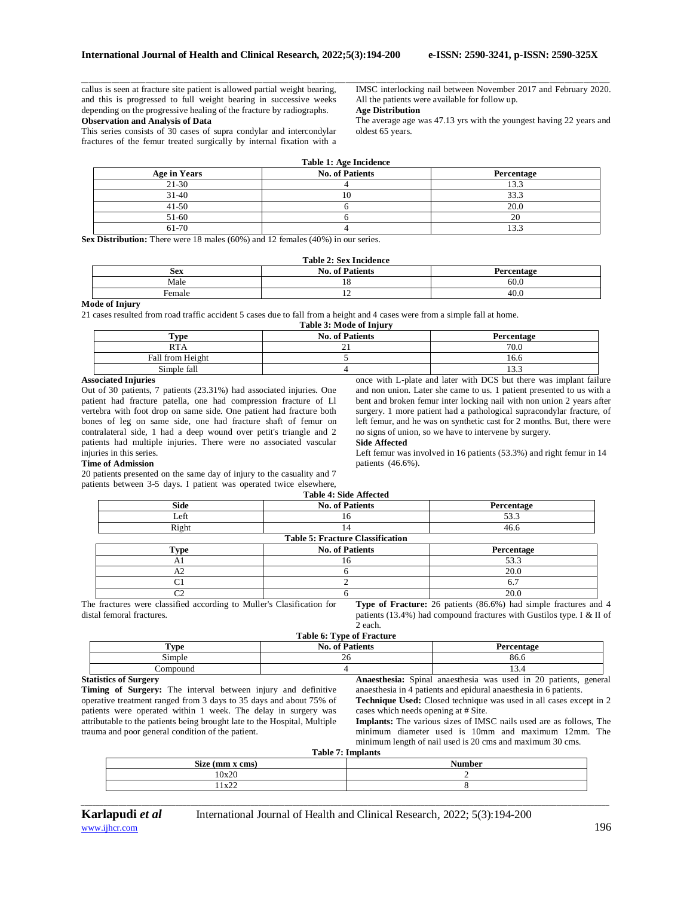callus is seen at fracture site patient is allowed partial weight bearing, and this is progressed to full weight bearing in successive weeks depending on the progressive healing of the fracture by radiographs.

**Observation and Analysis of Data**

This series consists of 30 cases of supra condylar and intercondylar fractures of the femur treated surgically by internal fixation with a IMSC interlocking nail between November 2017 and February 2020. All the patients were available for follow up.

**Age Distribution**

The average age was 47.13 yrs with the youngest having 22 years and oldest 65 years.

**Table 1: Age Incidence**

| Age in Years | No. of Patients | Percentage |
|---|---|---|
| 21-30 | 4 | 13.3 |
| 31-40 | 10 | 33.3 |
| 41-50 | 6 | 20.0 |
| 51-60 | 6 | 20 |
| 61-70 | 4 | 13.3 |

**Sex Distribution:** There were 18 males (60%) and 12 females (40%) in our series.

**Table 2: Sex Incidence**

| Sex | No. of Patients | Percentage |
|---|---|---|
| Male | 18 | 60.0 |
| Female | 12 | 40.0 |

**Mode of Injury**

21 cases resulted from road traffic accident 5 cases due to fall from a height and 4 cases were from a simple fall at home.

**Table 3: Mode of Injury**

| Type | No. of Patients | Percentage |
|---|---|---|
| RTA | 21 | 70.0 |
| Fall from Height | 5 | 16.6 |
| Simple fall | 4 | 13.3 |

**Associated Injuries**

Out of 30 patients, 7 patients (23.31%) had associated injuries. One patient had fracture patella, one had compression fracture of Ll vertebra with foot drop on same side. One patient had fracture both bones of leg on same side, one had fracture shaft of femur on contralateral side, 1 had a deep wound over petit's triangle and 2 patients had multiple injuries. There were no associated vascular injuries in this series.

**Time of Admission**

20 patients presented on the same day of injury to the casuality and 7 patients between 3-5 days. I patient was operated twice elsewhere, once with L-plate and later with DCS but there was implant failure and non union. Later she came to us. 1 patient presented to us with a bent and broken femur inter locking nail with non union 2 years after surgery. 1 more patient had a pathological supracondylar fracture, of left femur, and he was on synthetic cast for 2 months. But, there were no signs of union, so we have to intervene by surgery.

**Side Affected**

Left femur was involved in 16 patients (53.3%) and right femur in 14 patients (46.6%).

**Table 4: Side Affected**

| Side | No. of Patients | Percentage |
|---|---|---|
| Left | 16 | 53.3 |
| Right | 14 | 46.6 |

**Table 5: Fracture Classification**

| Type | No. of Patients | Percentage |
|---|---|---|
| A1 | 16 | 53.3 |
| A2 | 6 | 20.0 |
| C1 | 2 | 6.7 |
| C2 | 6 | 20.0 |

The fractures were classified according to Muller's Clasification for distal femoral fractures.

**Type of Fracture:** 26 patients (86.6%) had simple fractures and 4 patients (13.4%) had compound fractures with Gustilos type. I & II of 2 each.

**Table 6: Type of Fracture**

| Type | No. of Patients | Percentage |
|---|---|---|
| Simple | 26 | 86.6 |
| Compound | 4 | 13.4 |

**Statistics of Surgery**

**Timing of Surgery:** The interval between injury and definitive operative treatment ranged from 3 days to 35 days and about 75% of patients were operated within 1 week. The delay in surgery was attributable to the patients being brought late to the Hospital, Multiple trauma and poor general condition of the patient.

**Anaesthesia:** Spinal anaesthesia was used in 20 patients, general anaesthesia in 4 patients and epidural anaesthesia in 6 patients.

**Technique Used:** Closed technique was used in all cases except in 2 cases which needs opening at # Site.

**Implants:** The various sizes of IMSC nails used are as follows, The minimum diameter used is 10mm and maximum 12mm. The minimum length of nail used is 20 cms and maximum 30 cms.

**Table 7: Implants**

| Size (mm x cms) | Number |
|---|---|
| 10x20 | 2 |
| 11x22 | 8 |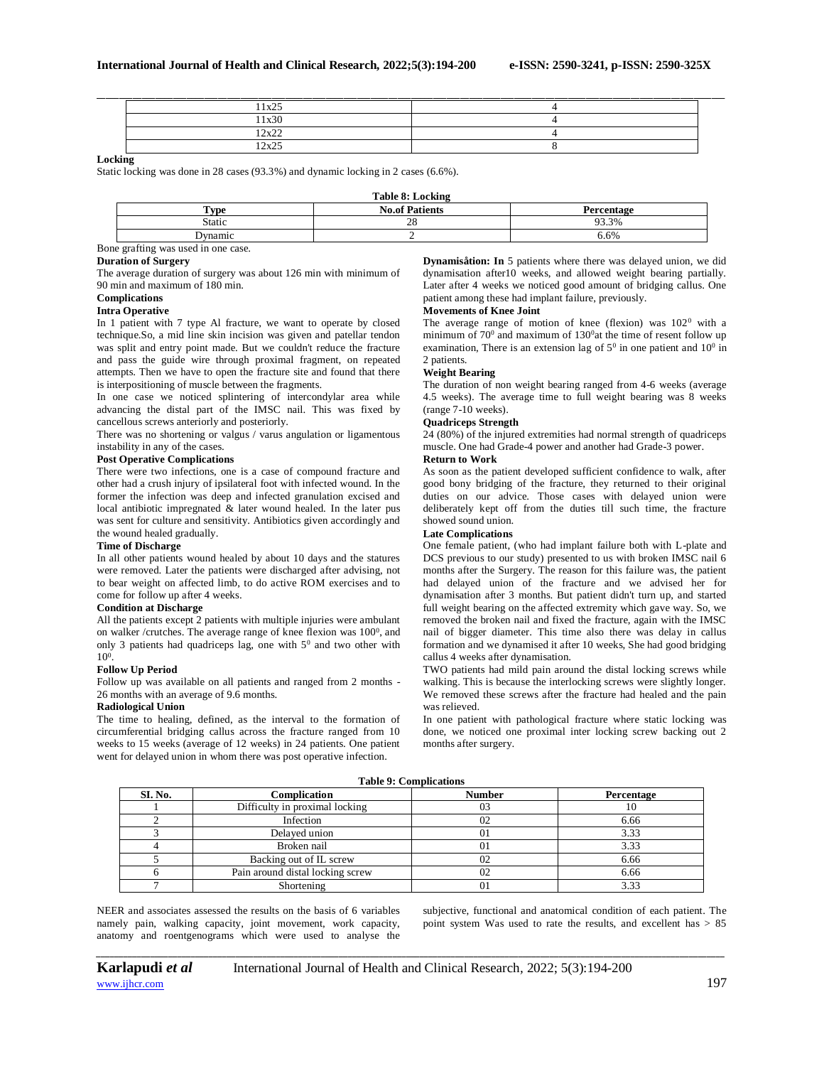| 11x25 | 4 |
|---|---|
| 11x30 | 4 |
| 12x22 | 4 |
| 12x25 | 8 |

**Locking**

Static locking was done in 28 cases (93.3%) and dynamic locking in 2 cases (6.6%).

**Table 8: Locking**

| Type | No.of Patients | Percentage |
|---|---|---|
| Static | 28 | 93.3% |
| Dynamic | 2 | 6.6% |

Bone grafting was used in one case.

**Duration of Surgery**

The average duration of surgery was about 126 min with minimum of 90 min and maximum of 180 min.

**Complications**

**Intra Operative**

In 1 patient with 7 type Al fracture, we want to operate by closed technique.So, a mid line skin incision was given and patellar tendon was split and entry point made. But we couldn't reduce the fracture and pass the guide wire through proximal fragment, on repeated attempts. Then we have to open the fracture site and found that there is interpositioning of muscle between the fragments.

In one case we noticed splintering of intercondylar area while advancing the distal part of the IMSC nail. This was fixed by cancellous screws anteriorly and posteriorly.

There was no shortening or valgus / varus angulation or ligamentous instability in any of the cases.

**Post Operative Complications**

There were two infections, one is a case of compound fracture and other had a crush injury of ipsilateral foot with infected wound. In the former the infection was deep and infected granulation excised and local antibiotic impregnated & later wound healed. In the later pus was sent for culture and sensitivity. Antibiotics given accordingly and the wound healed gradually.

**Time of Discharge**

In all other patients wound healed by about 10 days and the statures were removed. Later the patients were discharged after advising, not to bear weight on affected limb, to do active ROM exercises and to come for follow up after 4 weeks.

**Condition at Discharge**

All the patients except 2 patients with multiple injuries were ambulant on walker /crutches. The average range of knee flexion was $100^0$, and only 3 patients had quadriceps lag, one with $5^0$ and two other with $10^0$.

**Follow Up Period**

Follow up was available on all patients and ranged from 2 months - 26 months with an average of 9.6 months.

**Radiological Union**

The time to healing, defined, as the interval to the formation of circumferential bridging callus across the fracture ranged from 10 weeks to 15 weeks (average of 12 weeks) in 24 patients. One patient went for delayed union in whom there was post operative infection.

**Dynamisåtion: In** 5 patients where there was delayed union, we did dynamisation after10 weeks, and allowed weight bearing partially. Later after 4 weeks we noticed good amount of bridging callus. One patient among these had implant failure, previously.

**Movements of Knee Joint**

The average range of motion of knee (flexion) was $102^0$ with a minimum of $70^0$ and maximum of $130^0$at the time of resent follow up examination, There is an extension lag of $5^0$ in one patient and $10^0$ in 2 patients.

**Weight Bearing**

The duration of non weight bearing ranged from 4-6 weeks (average 4.5 weeks). The average time to full weight bearing was 8 weeks (range 7-10 weeks).

**Quadriceps Strength**

24 (80%) of the injured extremities had normal strength of quadriceps muscle. One had Grade-4 power and another had Grade-3 power.

**Return to Work**

As soon as the patient developed sufficient confidence to walk, after good bony bridging of the fracture, they returned to their original duties on our advice. Those cases with delayed union were deliberately kept off from the duties till such time, the fracture showed sound union.

**Late Complications**

One female patient, (who had implant failure both with L-plate and DCS previous to our study) presented to us with broken IMSC nail 6 months after the Surgery. The reason for this failure was, the patient had delayed union of the fracture and we advised her for dynamisation after 3 months. But patient didn't turn up, and started full weight bearing on the affected extremity which gave way. So, we removed the broken nail and fixed the fracture, again with the IMSC nail of bigger diameter. This time also there was delay in callus formation and we dynamised it after 10 weeks, She had good bridging callus 4 weeks after dynamisation.

TWO patients had mild pain around the distal locking screws while walking. This is because the interlocking screws were slightly longer. We removed these screws after the fracture had healed and the pain was relieved.

In one patient with pathological fracture where static locking was done, we noticed one proximal inter locking screw backing out 2 months after surgery.

**Table 9: Complications**

| SI. No. | Complication | Number | Percentage |
|---|---|---|---|
| 1 | Difficulty in proximal locking | 03 | 10 |
| 2 | Infection | 02 | 6.66 |
| 3 | Delayed union | 01 | 3.33 |
| 4 | Broken nail | 01 | 3.33 |
| 5 | Backing out of IL screw | 02 | 6.66 |
| 6 | Pain around distal locking screw | 02 | 6.66 |
| 7 | Shortening | 01 | 3.33 |

NEER and associates assessed the results on the basis of 6 variables namely pain, walking capacity, joint movement, work capacity, anatomy and roentgenograms which were used to analyse the subjective, functional and anatomical condition of each patient. The point system Was used to rate the results, and excellent has > 85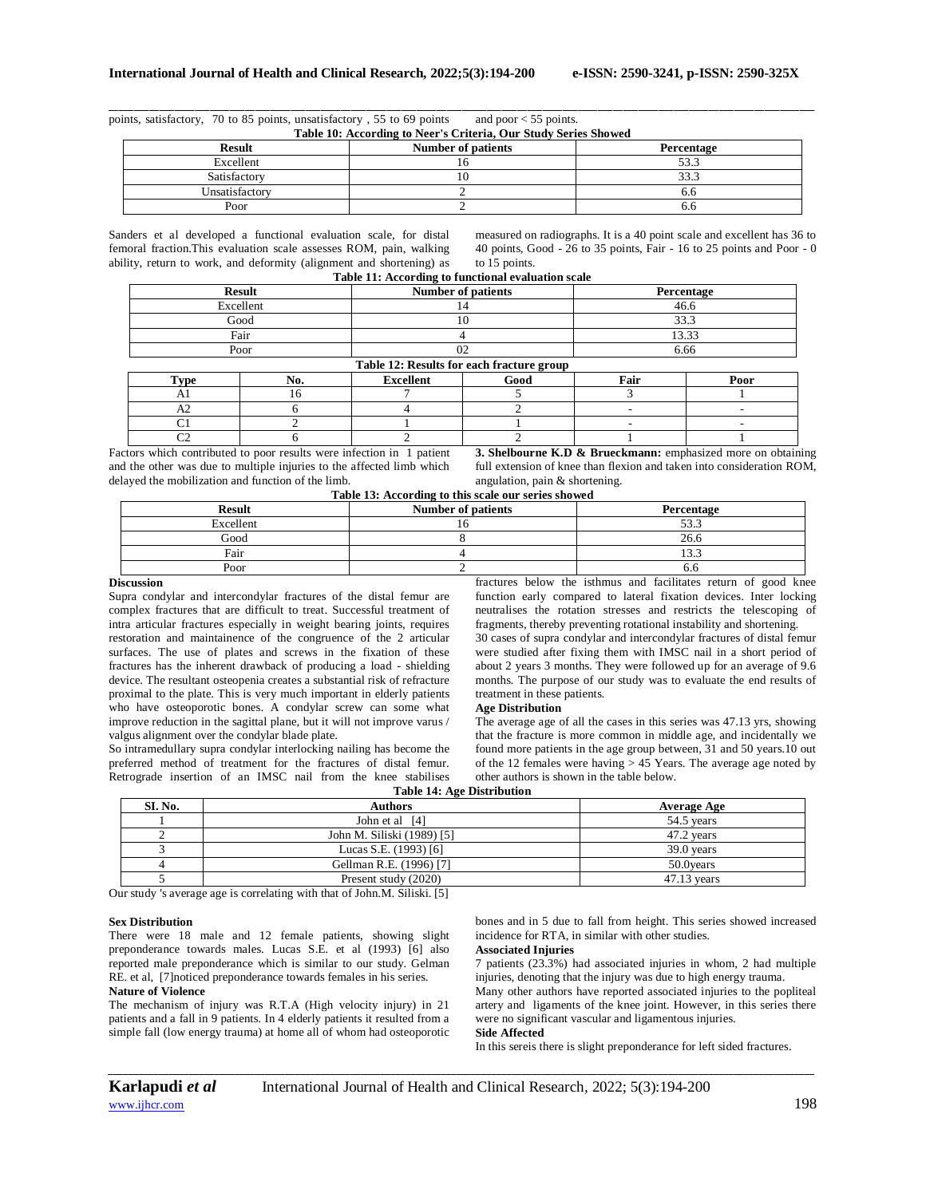points, satisfactory, 70 to 85 points, unsatisfactory , 55 to 69 points and poor < 55 points.

**Table 10: According to Neer's Criteria, Our Study Series Showed**

| Result | Number of patients | Percentage |
|---|---|---|
| Excellent | 16 | 53.3 |
| Satisfactory | 10 | 33.3 |
| Unsatisfactory | 2 | 6.6 |
| Poor | 2 | 6.6 |

Sanders et al developed a functional evaluation scale, for distal femoral fraction.This evaluation scale assesses ROM, pain, walking ability, return to work, and deformity (alignment and shortening) as measured on radiographs. It is a 40 point scale and excellent has 36 to 40 points, Good - 26 to 35 points, Fair - 16 to 25 points and Poor - 0 to 15 points.

**Table 11: According to functional evaluation scale**

| Result | Number of patients | Percentage |
|---|---|---|
| Excellent | 14 | 46.6 |
| Good | 10 | 33.3 |
| Fair | 4 | 13.33 |
| Poor | 02 | 6.66 |

**Table 12: Results for each fracture group**

| Type | No. | Excellent | Good | Fair | Poor |
|---|---|---|---|---|---|
| A1 | 16 | 7 | 5 | 3 | 1 |
| A2 | 6 | 4 | 2 | - | - |
| C1 | 2 | 1 | 1 | - | - |
| C2 | 6 | 2 | 2 | 1 | 1 |

Factors which contributed to poor results were infection in 1 patient and the other was due to multiple injuries to the affected limb which delayed the mobilization and function of the limb.

**3. Shelbourne K.D & Brueckmann:** emphasized more on obtaining full extension of knee than flexion and taken into consideration ROM, angulation, pain & shortening.

**Table 13: According to this scale our series showed**

| Result | Number of patients | Percentage |
|---|---|---|
| Excellent | 16 | 53.3 |
| Good | 8 | 26.6 |
| Fair | 4 | 13.3 |
| Poor | 2 | 6.6 |

## Discussion

Supra condylar and intercondylar fractures of the distal femur are complex fractures that are difficult to treat. Successful treatment of intra articular fractures especially in weight bearing joints, requires restoration and maintainence of the congruence of the 2 articular surfaces. The use of plates and screws in the fixation of these fractures has the inherent drawback of producing a load - shielding device. The resultant osteopenia creates a substantial risk of refracture proximal to the plate. This is very much important in elderly patients who have osteoporotic bones. A condylar screw can some what improve reduction in the sagittal plane, but it will not improve varus / valgus alignment over the condylar blade plate.

So intramedullary supra condylar interlocking nailing has become the preferred method of treatment for the fractures of distal femur. Retrograde insertion of an IMSC nail from the knee stabilises fractures below the isthmus and facilitates return of good knee function early compared to lateral fixation devices. Inter locking neutralises the rotation stresses and restricts the telescoping of fragments, thereby preventing rotational instability and shortening.

30 cases of supra condylar and intercondylar fractures of distal femur were studied after fixing them with IMSC nail in a short period of about 2 years 3 months. They were followed up for an average of 9.6 months. The purpose of our study was to evaluate the end results of treatment in these patients.

### Age Distribution

The average age of all the cases in this series was 47.13 yrs, showing that the fracture is more common in middle age, and incidentally we found more patients in the age group between, 31 and 50 years.10 out of the 12 females were having > 45 Years. The average age noted by other authors is shown in the table below.

**Table 14: Age Distribution**

| SI. No. | Authors | Average Age |
|---|---|---|
| 1 | John et al [4] | 54.5 years |
| 2 | John M. Siliski (1989) [5] | 47.2 years |
| 3 | Lucas S.E. (1993) [6] | 39.0 years |
| 4 | Gellman R.E. (1996) [7] | 50.0years |
| 5 | Present study (2020) | 47.13 years |

Our study 's average age is correlating with that of John.M. Siliski. [5]

### Sex Distribution

There were 18 male and 12 female patients, showing slight preponderance towards males. Lucas S.E. et al (1993) [6] also reported male preponderance which is similar to our study. Gelman RE. et al, [7]noticed preponderance towards females in his series.

### Nature of Violence

The mechanism of injury was R.T.A (High velocity injury) in 21 patients and a fall in 9 patients. In 4 elderly patients it resulted from a simple fall (low energy trauma) at home all of whom had osteoporotic bones and in 5 due to fall from height. This series showed increased incidence for RTA, in similar with other studies.

### Associated Injuries

7 patients (23.3%) had associated injuries in whom, 2 had multiple injuries, denoting that the injury was due to high energy trauma.

Many other authors have reported associated injuries to the popliteal artery and ligaments of the knee joint. However, in this series there were no significant vascular and ligamentous injuries.

### Side Affected

In this sereis there is slight preponderance for left sided fractures.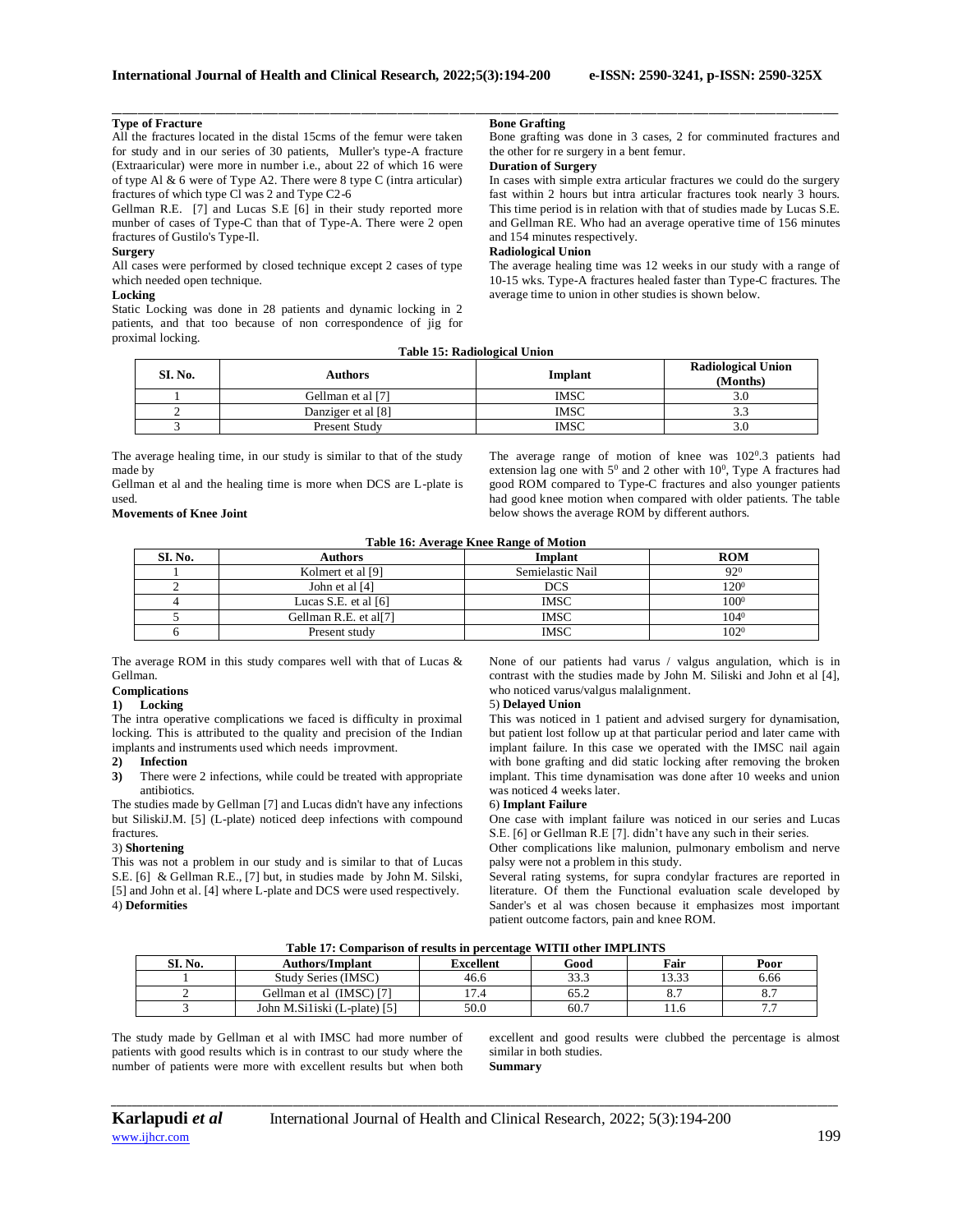**Type of Fracture**

All the fractures located in the distal 15cms of the femur were taken for study and in our series of 30 patients, Muller's type-A fracture (Extraaricular) were more in number i.e., about 22 of which 16 were of type Al & 6 were of Type A2. There were 8 type C (intra articular) fractures of which type Cl was 2 and Type C2-6

Gellman R.E. [7] and Lucas S.E [6] in their study reported more munber of cases of Type-C than that of Type-A. There were 2 open fractures of Gustilo's Type-Il.

**Surgery**

All cases were performed by closed technique except 2 cases of type which needed open technique.

**Locking**

Static Locking was done in 28 patients and dynamic locking in 2 patients, and that too because of non correspondence of jig for proximal locking.

**Bone Grafting**

Bone grafting was done in 3 cases, 2 for comminuted fractures and the other for re surgery in a bent femur.

**Duration of Surgery**

In cases with simple extra articular fractures we could do the surgery fast within 2 hours but intra articular fractures took nearly 3 hours. This time period is in relation with that of studies made by Lucas S.E. and Gellman RE. Who had an average operative time of 156 minutes and 154 minutes respectively.

**Radiological Union**

The average healing time was 12 weeks in our study with a range of 10-15 wks. Type-A fractures healed faster than Type-C fractures. The average time to union in other studies is shown below.

**Table 15: Radiological Union**

| SI. No. | Authors | Implant | Radiological Union (Months) |
|---|---|---|---|
| 1 | Gellman et al [7] | IMSC | 3.0 |
| 2 | Danziger et al [8] | IMSC | 3.3 |
| 3 | Present Study | IMSC | 3.0 |

The average healing time, in our study is similar to that of the study made by

Gellman et al and the healing time is more when DCS are L-plate is used.

**Movements of Knee Joint**

The average range of motion of knee was $102^0$.3 patients had extension lag one with $5^0$ and 2 other with $10^0$, Type A fractures had good ROM compared to Type-C fractures and also younger patients had good knee motion when compared with older patients. The table below shows the average ROM by different authors.

**Table 16: Average Knee Range of Motion**

| SI. No. | Authors | Implant | ROM |
|---|---|---|---|
| 1 | Kolmert et al [9] | Semielastic Nail | $92^0$ |
| 2 | John et al [4] | DCS | $120^0$ |
| 4 | Lucas S.E. et al [6] | IMSC | $100^0$ |
| 5 | Gellman R.E. et al[7] | IMSC | $104^0$ |
| 6 | Present study | IMSC | $102^0$ |

The average ROM in this study compares well with that of Lucas & Gellman.

**Complications**

1) **Locking**

The intra operative complications we faced is difficulty in proximal locking. This is attributed to the quality and precision of the Indian implants and instruments used which needs improvment.

2) **Infection**

3) There were 2 infections, while could be treated with appropriate antibiotics.

The studies made by Gellman [7] and Lucas didn't have any infections but SiliskiJ.M. [5] (L-plate) noticed deep infections with compound fractures.

3) **Shortening**

This was not a problem in our study and is similar to that of Lucas S.E. [6] & Gellman R.E., [7] but, in studies made by John M. Silski, [5] and John et al. [4] where L-plate and DCS were used respectively.

4) **Deformities**

None of our patients had varus / valgus angulation, which is in contrast with the studies made by John M. Siliski and John et al [4], who noticed varus/valgus malalignment.

5) **Delayed Union**

This was noticed in 1 patient and advised surgery for dynamisation, but patient lost follow up at that particular period and later came with implant failure. In this case we operated with the IMSC nail again with bone grafting and did static locking after removing the broken implant. This time dynamisation was done after 10 weeks and union was noticed 4 weeks later.

6) **Implant Failure**

One case with implant failure was noticed in our series and Lucas S.E. [6] or Gellman R.E [7]. didn't have any such in their series.

Other complications like malunion, pulmonary embolism and nerve palsy were not a problem in this study.

Several rating systems, for supra condylar fractures are reported in literature. Of them the Functional evaluation scale developed by Sander's et al was chosen because it emphasizes most important patient outcome factors, pain and knee ROM.

**Table 17: Comparison of results in percentage WITII other IMPLINTS**

| SI. No. | Authors/Implant | Excellent | Good | Fair | Poor |
|---|---|---|---|---|---|
| 1 | Study Series (IMSC) | 46.6 | 33.3 | 13.33 | 6.66 |
| 2 | Gellman et al (IMSC) [7] | 17.4 | 65.2 | 8.7 | 8.7 |
| 3 | John M.Si1iski (L-plate) [5] | 50.0 | 60.7 | 11.6 | 7.7 |

The study made by Gellman et al with IMSC had more number of patients with good results which is in contrast to our study where the number of patients were more with excellent results but when both excellent and good results were clubbed the percentage is almost similar in both studies.

**Summary**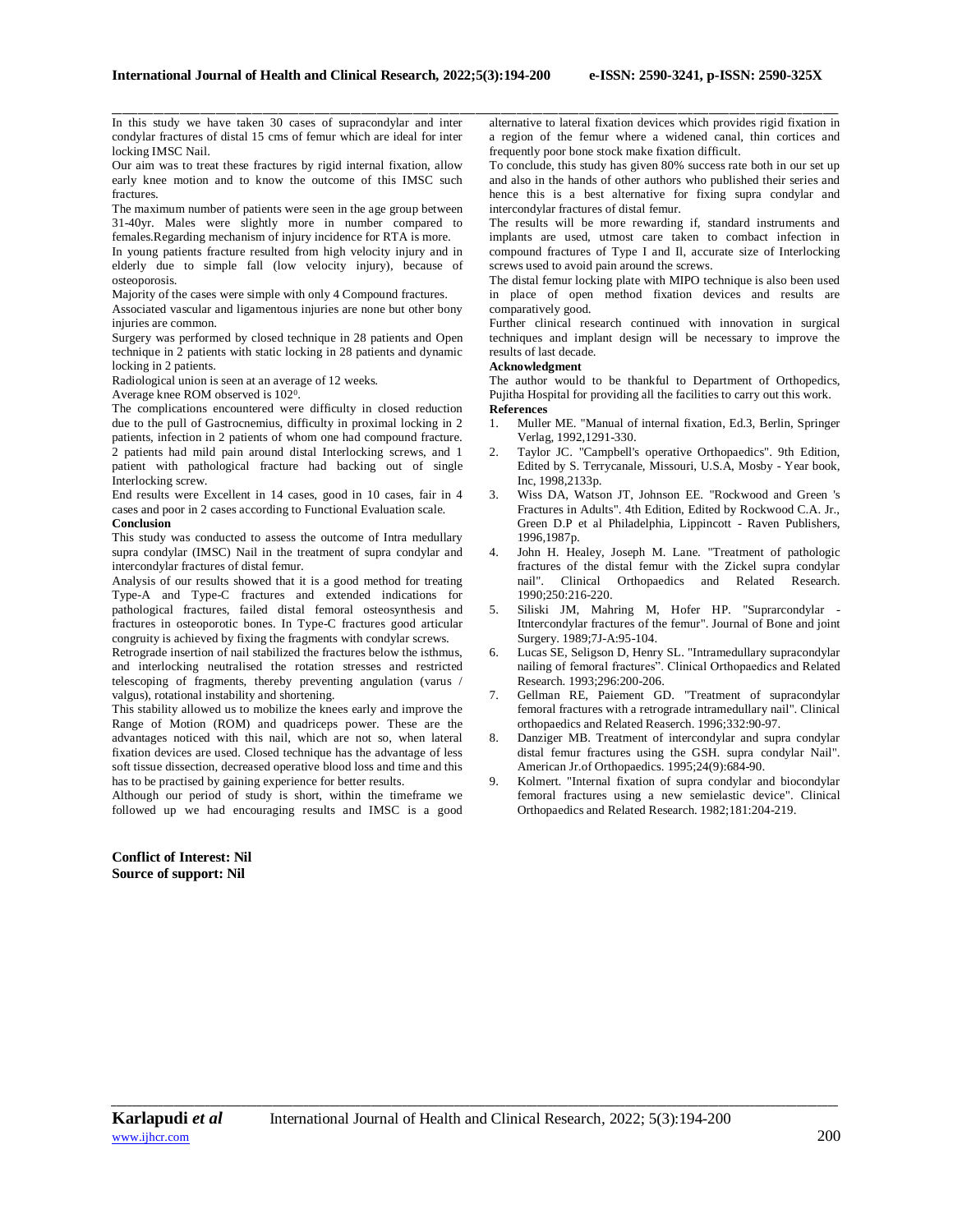In this study we have taken 30 cases of supracondylar and inter condylar fractures of distal 15 cms of femur which are ideal for inter locking IMSC Nail.

Our aim was to treat these fractures by rigid internal fixation, allow early knee motion and to know the outcome of this IMSC such fractures.

The maximum number of patients were seen in the age group between 31-40yr. Males were slightly more in number compared to females.Regarding mechanism of injury incidence for RTA is more.

In young patients fracture resulted from high velocity injury and in elderly due to simple fall (low velocity injury), because of osteoporosis.

Majority of the cases were simple with only 4 Compound fractures.

Associated vascular and ligamentous injuries are none but other bony injuries are common.

Surgery was performed by closed technique in 28 patients and Open technique in 2 patients with static locking in 28 patients and dynamic locking in 2 patients.

Radiological union is seen at an average of 12 weeks.

Average knee ROM observed is $102^0$.

The complications encountered were difficulty in closed reduction due to the pull of Gastrocnemius, difficulty in proximal locking in 2 patients, infection in 2 patients of whom one had compound fracture. 2 patients had mild pain around distal Interlocking screws, and 1 patient with pathological fracture had backing out of single Interlocking screw.

End results were Excellent in 14 cases, good in 10 cases, fair in 4 cases and poor in 2 cases according to Functional Evaluation scale.

## Conclusion

This study was conducted to assess the outcome of Intra medullary supra condylar (IMSC) Nail in the treatment of supra condylar and intercondylar fractures of distal femur.

Analysis of our results showed that it is a good method for treating Type-A and Type-C fractures and extended indications for pathological fractures, failed distal femoral osteosynthesis and fractures in osteoporotic bones. In Type-C fractures good articular congruity is achieved by fixing the fragments with condylar screws.

Retrograde insertion of nail stabilized the fractures below the isthmus, and interlocking neutralised the rotation stresses and restricted telescoping of fragments, thereby preventing angulation (varus / valgus), rotational instability and shortening.

This stability allowed us to mobilize the knees early and improve the Range of Motion (ROM) and quadriceps power. These are the advantages noticed with this nail, which are not so, when lateral fixation devices are used. Closed technique has the advantage of less soft tissue dissection, decreased operative blood loss and time and this has to be practised by gaining experience for better results.

Although our period of study is short, within the timeframe we followed up we had encouraging results and IMSC is a good alternative to lateral fixation devices which provides rigid fixation in a region of the femur where a widened canal, thin cortices and frequently poor bone stock make fixation difficult.

To conclude, this study has given 80% success rate both in our set up and also in the hands of other authors who published their series and hence this is a best alternative for fixing supra condylar and intercondylar fractures of distal femur.

The results will be more rewarding if, standard instruments and implants are used, utmost care taken to combact infection in compound fractures of Type I and Il, accurate size of Interlocking screws used to avoid pain around the screws.

The distal femur locking plate with MIPO technique is also been used in place of open method fixation devices and results are comparatively good.

Further clinical research continued with innovation in surgical techniques and implant design will be necessary to improve the results of last decade.

## Acknowledgment

The author would to be thankful to Department of Orthopedics, Pujitha Hospital for providing all the facilities to carry out this work.

## References

1. Muller ME. "Manual of internal fixation, Ed.3, Berlin, Springer Verlag, 1992,1291-330.
2. Taylor JC. "Campbell's operative Orthopaedics". 9th Edition, Edited by S. Terrycanale, Missouri, U.S.A, Mosby - Year book, Inc, 1998,2133p.
3. Wiss DA, Watson JT, Johnson EE. "Rockwood and Green 's Fractures in Adults". 4th Edition, Edited by Rockwood C.A. Jr., Green D.P et al Philadelphia, Lippincott - Raven Publishers, 1996,1987p.
4. John H. Healey, Joseph M. Lane. "Treatment of pathologic fractures of the distal femur with the Zickel supra condylar nail". Clinical Orthopaedics and Related Research. 1990;250:216-220.
5. Siliski JM, Mahring M, Hofer HP. "Suprarcondylar - Itntercondylar fractures of the femur". Journal of Bone and joint Surgery. 1989;7J-A:95-104.
6. Lucas SE, Seligson D, Henry SL. "Intramedullary supracondylar nailing of femoral fractures". Clinical Orthopaedics and Related Research. 1993;296:200-206.
7. Gellman RE, Paiement GD. "Treatment of supracondylar femoral fractures with a retrograde intramedullary nail". Clinical orthopaedics and Related Reaserch. 1996;332:90-97.
8. Danziger MB. Treatment of intercondylar and supra condylar distal femur fractures using the GSH. supra condylar Nail". American Jr.of Orthopaedics. 1995;24(9):684-90.
9. Kolmert. "Internal fixation of supra condylar and biocondylar femoral fractures using a new semielastic device". Clinical Orthopaedics and Related Research. 1982;181:204-219.

**Conflict of Interest: Nil**
**Source of support: Nil**